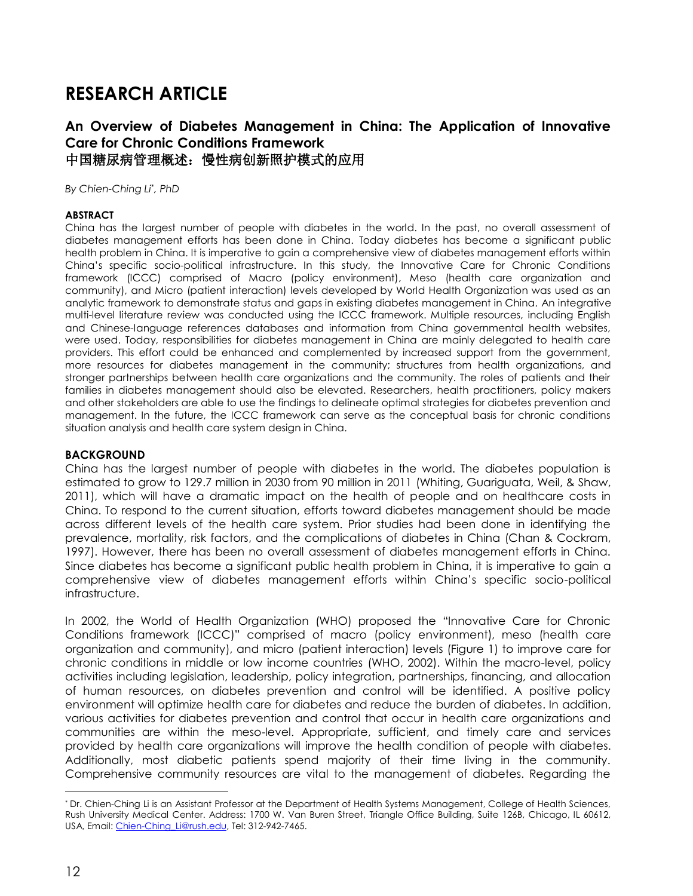# RESEARCH ARTICLE

## An Overview of Diabetes Management in China: The Application of Innovative Care for Chronic Conditions Framework
## 中国糖尿病管理概述：慢性病创新照护模式的应用

*By Chien-Ching Li\*, PhD*

**ABSTRACT**

China has the largest number of people with diabetes in the world. In the past, no overall assessment of diabetes management efforts has been done in China. Today diabetes has become a significant public health problem in China. It is imperative to gain a comprehensive view of diabetes management efforts within China's specific socio-political infrastructure. In this study, the Innovative Care for Chronic Conditions framework (ICCC) comprised of Macro (policy environment), Meso (health care organization and community), and Micro (patient interaction) levels developed by World Health Organization was used as an analytic framework to demonstrate status and gaps in existing diabetes management in China. An integrative multi-level literature review was conducted using the ICCC framework. Multiple resources, including English and Chinese-language references databases and information from China governmental health websites, were used. Today, responsibilities for diabetes management in China are mainly delegated to health care providers. This effort could be enhanced and complemented by increased support from the government, more resources for diabetes management in the community; structures from health organizations, and stronger partnerships between health care organizations and the community. The roles of patients and their families in diabetes management should also be elevated. Researchers, health practitioners, policy makers and other stakeholders are able to use the findings to delineate optimal strategies for diabetes prevention and management. In the future, the ICCC framework can serve as the conceptual basis for chronic conditions situation analysis and health care system design in China.

**BACKGROUND**

China has the largest number of people with diabetes in the world. The diabetes population is estimated to grow to 129.7 million in 2030 from 90 million in 2011 (Whiting, Guariguata, Weil, & Shaw, 2011), which will have a dramatic impact on the health of people and on healthcare costs in China. To respond to the current situation, efforts toward diabetes management should be made across different levels of the health care system. Prior studies had been done in identifying the prevalence, mortality, risk factors, and the complications of diabetes in China (Chan & Cockram, 1997). However, there has been no overall assessment of diabetes management efforts in China. Since diabetes has become a significant public health problem in China, it is imperative to gain a comprehensive view of diabetes management efforts within China's specific socio-political infrastructure.

In 2002, the World of Health Organization (WHO) proposed the "Innovative Care for Chronic Conditions framework (ICCC)" comprised of macro (policy environment), meso (health care organization and community), and micro (patient interaction) levels (Figure 1) to improve care for chronic conditions in middle or low income countries (WHO, 2002). Within the macro-level, policy activities including legislation, leadership, policy integration, partnerships, financing, and allocation of human resources, on diabetes prevention and control will be identified. A positive policy environment will optimize health care for diabetes and reduce the burden of diabetes. In addition, various activities for diabetes prevention and control that occur in health care organizations and communities are within the meso-level. Appropriate, sufficient, and timely care and services provided by health care organizations will improve the health condition of people with diabetes. Additionally, most diabetic patients spend majority of their time living in the community. Comprehensive community resources are vital to the management of diabetes. Regarding the

\* Dr. Chien-Ching Li is an Assistant Professor at the Department of Health Systems Management, College of Health Sciences, Rush University Medical Center. Address: 1700 W. Van Buren Street, Triangle Office Building, Suite 126B, Chicago, IL 60612, USA, Email: Chien-Ching_Li@rush.edu, Tel: 312-942-7465.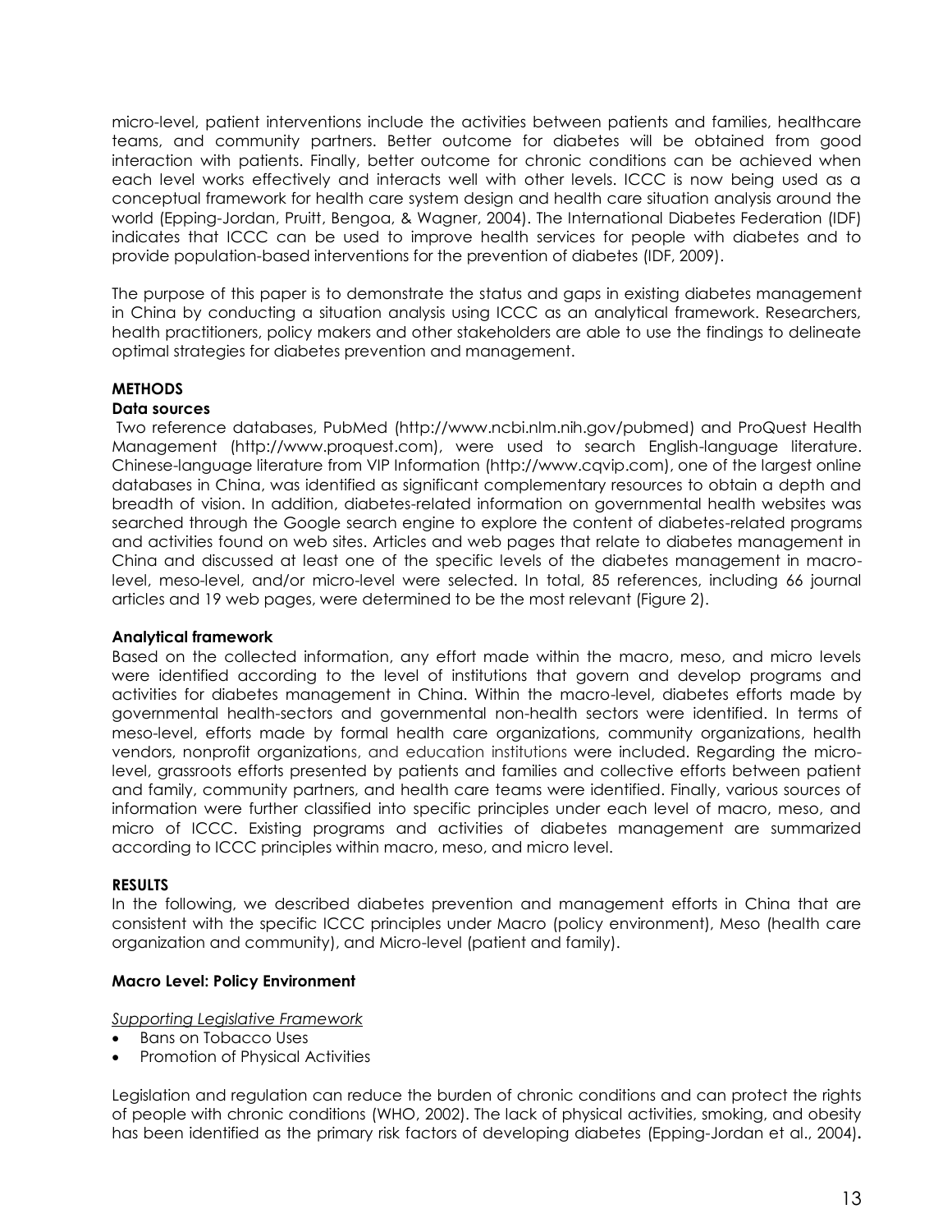micro-level, patient interventions include the activities between patients and families, healthcare teams, and community partners. Better outcome for diabetes will be obtained from good interaction with patients. Finally, better outcome for chronic conditions can be achieved when each level works effectively and interacts well with other levels. ICCC is now being used as a conceptual framework for health care system design and health care situation analysis around the world (Epping-Jordan, Pruitt, Bengoa, & Wagner, 2004). The International Diabetes Federation (IDF) indicates that ICCC can be used to improve health services for people with diabetes and to provide population-based interventions for the prevention of diabetes (IDF, 2009).

The purpose of this paper is to demonstrate the status and gaps in existing diabetes management in China by conducting a situation analysis using ICCC as an analytical framework. Researchers, health practitioners, policy makers and other stakeholders are able to use the findings to delineate optimal strategies for diabetes prevention and management.

## METHODS

### Data sources

Two reference databases, PubMed (http://www.ncbi.nlm.nih.gov/pubmed) and ProQuest Health Management (http://www.proquest.com), were used to search English-language literature. Chinese-language literature from VIP Information (http://www.cqvip.com), one of the largest online databases in China, was identified as significant complementary resources to obtain a depth and breadth of vision. In addition, diabetes-related information on governmental health websites was searched through the Google search engine to explore the content of diabetes-related programs and activities found on web sites. Articles and web pages that relate to diabetes management in China and discussed at least one of the specific levels of the diabetes management in macro-level, meso-level, and/or micro-level were selected. In total, 85 references, including 66 journal articles and 19 web pages, were determined to be the most relevant (Figure 2).

### Analytical framework

Based on the collected information, any effort made within the macro, meso, and micro levels were identified according to the level of institutions that govern and develop programs and activities for diabetes management in China. Within the macro-level, diabetes efforts made by governmental health-sectors and governmental non-health sectors were identified. In terms of meso-level, efforts made by formal health care organizations, community organizations, health vendors, nonprofit organizations, and education institutions were included. Regarding the micro-level, grassroots efforts presented by patients and families and collective efforts between patient and family, community partners, and health care teams were identified. Finally, various sources of information were further classified into specific principles under each level of macro, meso, and micro of ICCC. Existing programs and activities of diabetes management are summarized according to ICCC principles within macro, meso, and micro level.

## RESULTS

In the following, we described diabetes prevention and management efforts in China that are consistent with the specific ICCC principles under Macro (policy environment), Meso (health care organization and community), and Micro-level (patient and family).

### Macro Level: Policy Environment

*Supporting Legislative Framework*

- Bans on Tobacco Uses
- Promotion of Physical Activities

Legislation and regulation can reduce the burden of chronic conditions and can protect the rights of people with chronic conditions (WHO, 2002). The lack of physical activities, smoking, and obesity has been identified as the primary risk factors of developing diabetes (Epping-Jordan et al., 2004).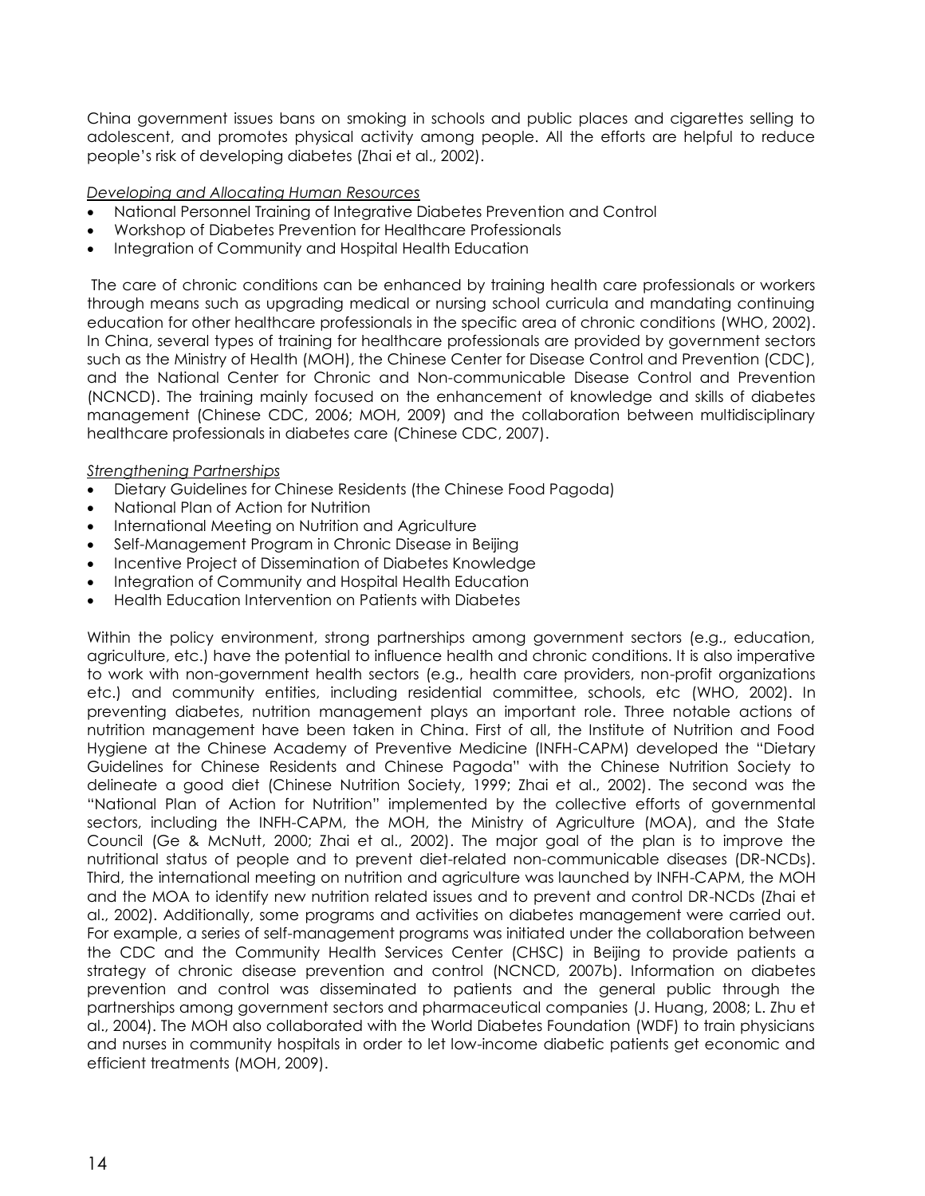China government issues bans on smoking in schools and public places and cigarettes selling to adolescent, and promotes physical activity among people. All the efforts are helpful to reduce people's risk of developing diabetes (Zhai et al., 2002).

*Developing and Allocating Human Resources*

- National Personnel Training of Integrative Diabetes Prevention and Control
- Workshop of Diabetes Prevention for Healthcare Professionals
- Integration of Community and Hospital Health Education

The care of chronic conditions can be enhanced by training health care professionals or workers through means such as upgrading medical or nursing school curricula and mandating continuing education for other healthcare professionals in the specific area of chronic conditions (WHO, 2002). In China, several types of training for healthcare professionals are provided by government sectors such as the Ministry of Health (MOH), the Chinese Center for Disease Control and Prevention (CDC), and the National Center for Chronic and Non-communicable Disease Control and Prevention (NCNCD). The training mainly focused on the enhancement of knowledge and skills of diabetes management (Chinese CDC, 2006; MOH, 2009) and the collaboration between multidisciplinary healthcare professionals in diabetes care (Chinese CDC, 2007).

*Strengthening Partnerships*

- Dietary Guidelines for Chinese Residents (the Chinese Food Pagoda)
- National Plan of Action for Nutrition
- International Meeting on Nutrition and Agriculture
- Self-Management Program in Chronic Disease in Beijing
- Incentive Project of Dissemination of Diabetes Knowledge
- Integration of Community and Hospital Health Education
- Health Education Intervention on Patients with Diabetes

Within the policy environment, strong partnerships among government sectors (e.g., education, agriculture, etc.) have the potential to influence health and chronic conditions. It is also imperative to work with non-government health sectors (e.g., health care providers, non-profit organizations etc.) and community entities, including residential committee, schools, etc (WHO, 2002). In preventing diabetes, nutrition management plays an important role. Three notable actions of nutrition management have been taken in China. First of all, the Institute of Nutrition and Food Hygiene at the Chinese Academy of Preventive Medicine (INFH-CAPM) developed the "Dietary Guidelines for Chinese Residents and Chinese Pagoda" with the Chinese Nutrition Society to delineate a good diet (Chinese Nutrition Society, 1999; Zhai et al., 2002). The second was the "National Plan of Action for Nutrition" implemented by the collective efforts of governmental sectors, including the INFH-CAPM, the MOH, the Ministry of Agriculture (MOA), and the State Council (Ge & McNutt, 2000; Zhai et al., 2002). The major goal of the plan is to improve the nutritional status of people and to prevent diet-related non-communicable diseases (DR-NCDs). Third, the international meeting on nutrition and agriculture was launched by INFH-CAPM, the MOH and the MOA to identify new nutrition related issues and to prevent and control DR-NCDs (Zhai et al., 2002). Additionally, some programs and activities on diabetes management were carried out. For example, a series of self-management programs was initiated under the collaboration between the CDC and the Community Health Services Center (CHSC) in Beijing to provide patients a strategy of chronic disease prevention and control (NCNCD, 2007b). Information on diabetes prevention and control was disseminated to patients and the general public through the partnerships among government sectors and pharmaceutical companies (J. Huang, 2008; L. Zhu et al., 2004). The MOH also collaborated with the World Diabetes Foundation (WDF) to train physicians and nurses in community hospitals in order to let low-income diabetic patients get economic and efficient treatments (MOH, 2009).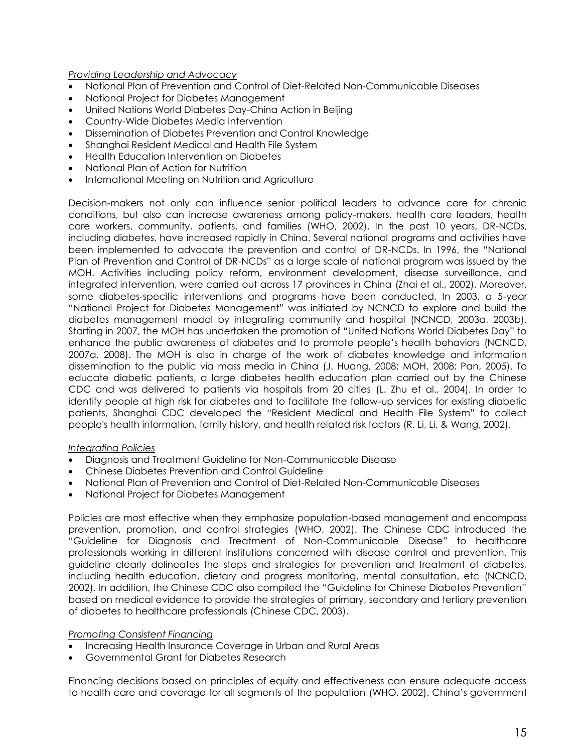*Providing Leadership and Advocacy*

- National Plan of Prevention and Control of Diet-Related Non-Communicable Diseases
- National Project for Diabetes Management
- United Nations World Diabetes Day-China Action in Beijing
- Country-Wide Diabetes Media Intervention
- Dissemination of Diabetes Prevention and Control Knowledge
- Shanghai Resident Medical and Health File System
- Health Education Intervention on Diabetes
- National Plan of Action for Nutrition
- International Meeting on Nutrition and Agriculture

Decision-makers not only can influence senior political leaders to advance care for chronic conditions, but also can increase awareness among policy-makers, health care leaders, health care workers, community, patients, and families (WHO, 2002). In the past 10 years, DR-NCDs, including diabetes, have increased rapidly in China. Several national programs and activities have been implemented to advocate the prevention and control of DR-NCDs. In 1996, the "National Plan of Prevention and Control of DR-NCDs" as a large scale of national program was issued by the MOH. Activities including policy reform, environment development, disease surveillance, and integrated intervention, were carried out across 17 provinces in China (Zhai et al., 2002). Moreover, some diabetes-specific interventions and programs have been conducted. In 2003, a 5-year "National Project for Diabetes Management" was initiated by NCNCD to explore and build the diabetes management model by integrating community and hospital (NCNCD, 2003a, 2003b). Starting in 2007, the MOH has undertaken the promotion of "United Nations World Diabetes Day" to enhance the public awareness of diabetes and to promote people's health behaviors (NCNCD, 2007a, 2008). The MOH is also in charge of the work of diabetes knowledge and information dissemination to the public via mass media in China (J. Huang, 2008; MOH, 2008; Pan, 2005). To educate diabetic patients, a large diabetes health education plan carried out by the Chinese CDC and was delivered to patients via hospitals from 20 cities (L. Zhu et al., 2004). In order to identify people at high risk for diabetes and to facilitate the follow-up services for existing diabetic patients, Shanghai CDC developed the "Resident Medical and Health File System" to collect people's health information, family history, and health related risk factors (R. Li, Li, & Wang, 2002).

*Integrating Policies*

- Diagnosis and Treatment Guideline for Non-Communicable Disease
- Chinese Diabetes Prevention and Control Guideline
- National Plan of Prevention and Control of Diet-Related Non-Communicable Diseases
- National Project for Diabetes Management

Policies are most effective when they emphasize population-based management and encompass prevention, promotion, and control strategies (WHO, 2002). The Chinese CDC introduced the "Guideline for Diagnosis and Treatment of Non-Communicable Disease" to healthcare professionals working in different institutions concerned with disease control and prevention. This guideline clearly delineates the steps and strategies for prevention and treatment of diabetes, including health education, dietary and progress monitoring, mental consultation, etc (NCNCD, 2002). In addition, the Chinese CDC also compiled the "Guideline for Chinese Diabetes Prevention" based on medical evidence to provide the strategies of primary, secondary and tertiary prevention of diabetes to healthcare professionals (Chinese CDC, 2003).

*Promoting Consistent Financing*

- Increasing Health Insurance Coverage in Urban and Rural Areas
- Governmental Grant for Diabetes Research

Financing decisions based on principles of equity and effectiveness can ensure adequate access to health care and coverage for all segments of the population (WHO, 2002). China's government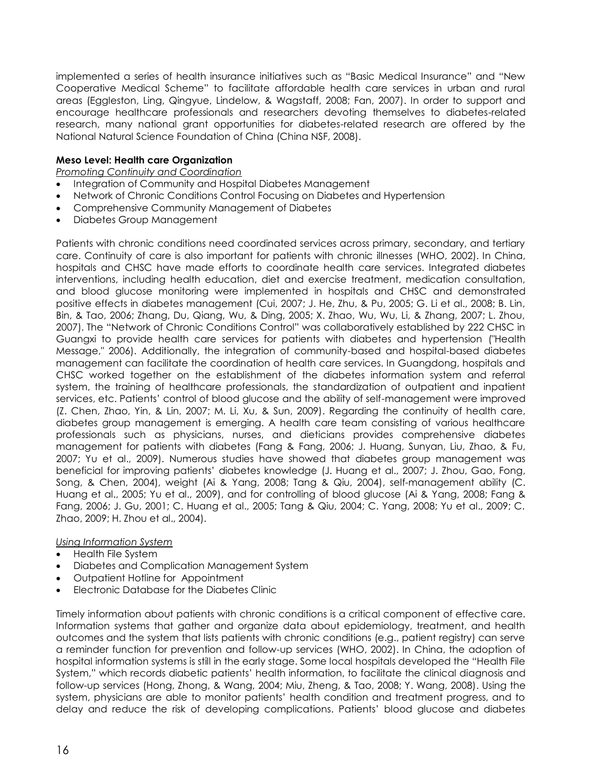implemented a series of health insurance initiatives such as "Basic Medical Insurance" and "New Cooperative Medical Scheme" to facilitate affordable health care services in urban and rural areas (Eggleston, Ling, Qingyue, Lindelow, & Wagstaff, 2008; Fan, 2007). In order to support and encourage healthcare professionals and researchers devoting themselves to diabetes-related research, many national grant opportunities for diabetes-related research are offered by the National Natural Science Foundation of China (China NSF, 2008).

**Meso Level: Health care Organization**

*Promoting Continuity and Coordination*

- Integration of Community and Hospital Diabetes Management
- Network of Chronic Conditions Control Focusing on Diabetes and Hypertension
- Comprehensive Community Management of Diabetes
- Diabetes Group Management

Patients with chronic conditions need coordinated services across primary, secondary, and tertiary care. Continuity of care is also important for patients with chronic illnesses (WHO, 2002). In China, hospitals and CHSC have made efforts to coordinate health care services. Integrated diabetes interventions, including health education, diet and exercise treatment, medication consultation, and blood glucose monitoring were implemented in hospitals and CHSC and demonstrated positive effects in diabetes management (Cui, 2007; J. He, Zhu, & Pu, 2005; G. Li et al., 2008; B. Lin, Bin, & Tao, 2006; Zhang, Du, Qiang, Wu, & Ding, 2005; X. Zhao, Wu, Wu, Li, & Zhang, 2007; L. Zhou, 2007). The "Network of Chronic Conditions Control" was collaboratively established by 222 CHSC in Guangxi to provide health care services for patients with diabetes and hypertension ("Health Message," 2006). Additionally, the integration of community-based and hospital-based diabetes management can facilitate the coordination of health care services. In Guangdong, hospitals and CHSC worked together on the establishment of the diabetes information system and referral system, the training of healthcare professionals, the standardization of outpatient and inpatient services, etc. Patients' control of blood glucose and the ability of self-management were improved (Z. Chen, Zhao, Yin, & Lin, 2007; M. Li, Xu, & Sun, 2009). Regarding the continuity of health care, diabetes group management is emerging. A health care team consisting of various healthcare professionals such as physicians, nurses, and dieticians provides comprehensive diabetes management for patients with diabetes (Fang & Fang, 2006; J. Huang, Sunyan, Liu, Zhao, & Fu, 2007; Yu et al., 2009). Numerous studies have showed that diabetes group management was beneficial for improving patients' diabetes knowledge (J. Huang et al., 2007; J. Zhou, Gao, Fong, Song, & Chen, 2004), weight (Ai & Yang, 2008; Tang & Qiu, 2004), self-management ability (C. Huang et al., 2005; Yu et al., 2009), and for controlling of blood glucose (Ai & Yang, 2008; Fang & Fang, 2006; J. Gu, 2001; C. Huang et al., 2005; Tang & Qiu, 2004; C. Yang, 2008; Yu et al., 2009; C. Zhao, 2009; H. Zhou et al., 2004).

*Using Information System*

- Health File System
- Diabetes and Complication Management System
- Outpatient Hotline for Appointment
- Electronic Database for the Diabetes Clinic

Timely information about patients with chronic conditions is a critical component of effective care. Information systems that gather and organize data about epidemiology, treatment, and health outcomes and the system that lists patients with chronic conditions (e.g., patient registry) can serve a reminder function for prevention and follow-up services (WHO, 2002). In China, the adoption of hospital information systems is still in the early stage. Some local hospitals developed the "Health File System," which records diabetic patients' health information, to facilitate the clinical diagnosis and follow-up services (Hong, Zhong, & Wang, 2004; Miu, Zheng, & Tao, 2008; Y. Wang, 2008). Using the system, physicians are able to monitor patients' health condition and treatment progress, and to delay and reduce the risk of developing complications. Patients' blood glucose and diabetes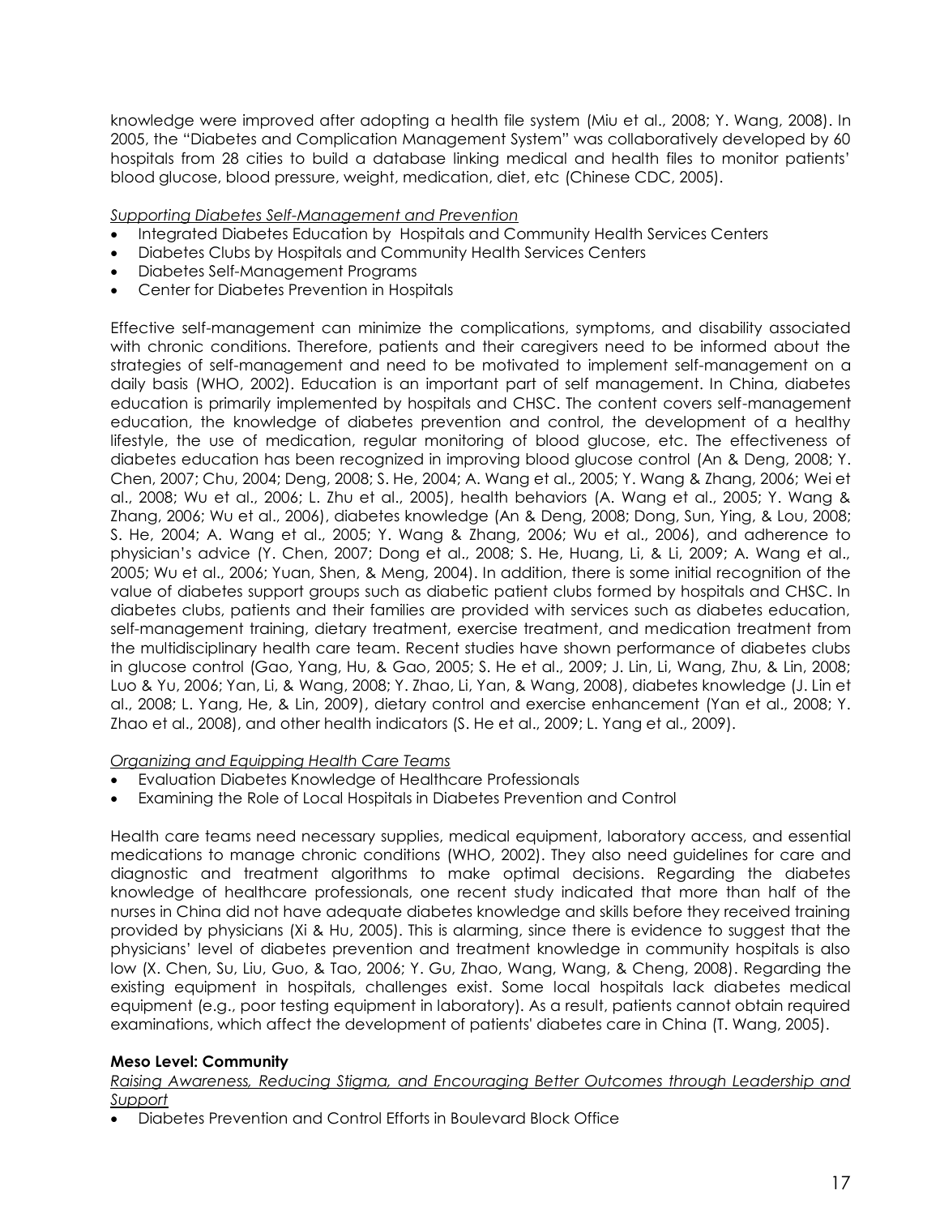knowledge were improved after adopting a health file system (Miu et al., 2008; Y. Wang, 2008). In 2005, the "Diabetes and Complication Management System" was collaboratively developed by 60 hospitals from 28 cities to build a database linking medical and health files to monitor patients' blood glucose, blood pressure, weight, medication, diet, etc (Chinese CDC, 2005).

*Supporting Diabetes Self-Management and Prevention*

- Integrated Diabetes Education by Hospitals and Community Health Services Centers
- Diabetes Clubs by Hospitals and Community Health Services Centers
- Diabetes Self-Management Programs
- Center for Diabetes Prevention in Hospitals

Effective self-management can minimize the complications, symptoms, and disability associated with chronic conditions. Therefore, patients and their caregivers need to be informed about the strategies of self-management and need to be motivated to implement self-management on a daily basis (WHO, 2002). Education is an important part of self management. In China, diabetes education is primarily implemented by hospitals and CHSC. The content covers self-management education, the knowledge of diabetes prevention and control, the development of a healthy lifestyle, the use of medication, regular monitoring of blood glucose, etc. The effectiveness of diabetes education has been recognized in improving blood glucose control (An & Deng, 2008; Y. Chen, 2007; Chu, 2004; Deng, 2008; S. He, 2004; A. Wang et al., 2005; Y. Wang & Zhang, 2006; Wei et al., 2008; Wu et al., 2006; L. Zhu et al., 2005), health behaviors (A. Wang et al., 2005; Y. Wang & Zhang, 2006; Wu et al., 2006), diabetes knowledge (An & Deng, 2008; Dong, Sun, Ying, & Lou, 2008; S. He, 2004; A. Wang et al., 2005; Y. Wang & Zhang, 2006; Wu et al., 2006), and adherence to physician's advice (Y. Chen, 2007; Dong et al., 2008; S. He, Huang, Li, & Li, 2009; A. Wang et al., 2005; Wu et al., 2006; Yuan, Shen, & Meng, 2004). In addition, there is some initial recognition of the value of diabetes support groups such as diabetic patient clubs formed by hospitals and CHSC. In diabetes clubs, patients and their families are provided with services such as diabetes education, self-management training, dietary treatment, exercise treatment, and medication treatment from the multidisciplinary health care team. Recent studies have shown performance of diabetes clubs in glucose control (Gao, Yang, Hu, & Gao, 2005; S. He et al., 2009; J. Lin, Li, Wang, Zhu, & Lin, 2008; Luo & Yu, 2006; Yan, Li, & Wang, 2008; Y. Zhao, Li, Yan, & Wang, 2008), diabetes knowledge (J. Lin et al., 2008; L. Yang, He, & Lin, 2009), dietary control and exercise enhancement (Yan et al., 2008; Y. Zhao et al., 2008), and other health indicators (S. He et al., 2009; L. Yang et al., 2009).

*Organizing and Equipping Health Care Teams*

- Evaluation Diabetes Knowledge of Healthcare Professionals
- Examining the Role of Local Hospitals in Diabetes Prevention and Control

Health care teams need necessary supplies, medical equipment, laboratory access, and essential medications to manage chronic conditions (WHO, 2002). They also need guidelines for care and diagnostic and treatment algorithms to make optimal decisions. Regarding the diabetes knowledge of healthcare professionals, one recent study indicated that more than half of the nurses in China did not have adequate diabetes knowledge and skills before they received training provided by physicians (Xi & Hu, 2005). This is alarming, since there is evidence to suggest that the physicians' level of diabetes prevention and treatment knowledge in community hospitals is also low (X. Chen, Su, Liu, Guo, & Tao, 2006; Y. Gu, Zhao, Wang, Wang, & Cheng, 2008). Regarding the existing equipment in hospitals, challenges exist. Some local hospitals lack diabetes medical equipment (e.g., poor testing equipment in laboratory). As a result, patients cannot obtain required examinations, which affect the development of patients' diabetes care in China (T. Wang, 2005).

**Meso Level: Community**

*Raising Awareness, Reducing Stigma, and Encouraging Better Outcomes through Leadership and Support*

- Diabetes Prevention and Control Efforts in Boulevard Block Office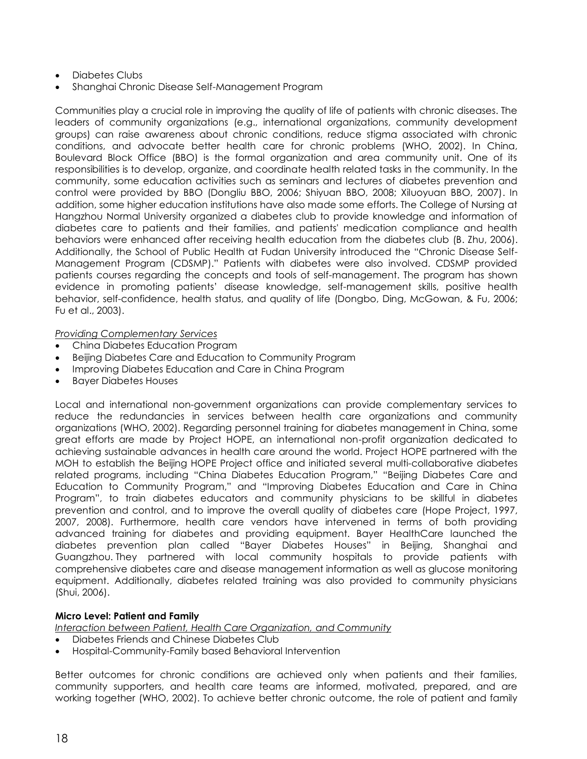- Diabetes Clubs
- Shanghai Chronic Disease Self-Management Program

Communities play a crucial role in improving the quality of life of patients with chronic diseases. The leaders of community organizations (e.g., international organizations, community development groups) can raise awareness about chronic conditions, reduce stigma associated with chronic conditions, and advocate better health care for chronic problems (WHO, 2002). In China, Boulevard Block Office (BBO) is the formal organization and area community unit. One of its responsibilities is to develop, organize, and coordinate health related tasks in the community. In the community, some education activities such as seminars and lectures of diabetes prevention and control were provided by BBO (Dongliu BBO, 2006; Shiyuan BBO, 2008; Xiluoyuan BBO, 2007). In addition, some higher education institutions have also made some efforts. The College of Nursing at Hangzhou Normal University organized a diabetes club to provide knowledge and information of diabetes care to patients and their families, and patients' medication compliance and health behaviors were enhanced after receiving health education from the diabetes club (B. Zhu, 2006). Additionally, the School of Public Health at Fudan University introduced the "Chronic Disease Self-Management Program (CDSMP)." Patients with diabetes were also involved. CDSMP provided patients courses regarding the concepts and tools of self-management. The program has shown evidence in promoting patients' disease knowledge, self-management skills, positive health behavior, self-confidence, health status, and quality of life (Dongbo, Ding, McGowan, & Fu, 2006; Fu et al., 2003).

*Providing Complementary Services*

- China Diabetes Education Program
- Beijing Diabetes Care and Education to Community Program
- Improving Diabetes Education and Care in China Program
- Bayer Diabetes Houses

Local and international non-government organizations can provide complementary services to reduce the redundancies in services between health care organizations and community organizations (WHO, 2002). Regarding personnel training for diabetes management in China, some great efforts are made by Project HOPE, an international non-profit organization dedicated to achieving sustainable advances in health care around the world. Project HOPE partnered with the MOH to establish the Beijing HOPE Project office and initiated several multi-collaborative diabetes related programs, including "China Diabetes Education Program," "Beijing Diabetes Care and Education to Community Program," and "Improving Diabetes Education and Care in China Program", to train diabetes educators and community physicians to be skillful in diabetes prevention and control, and to improve the overall quality of diabetes care (Hope Project, 1997, 2007, 2008). Furthermore, health care vendors have intervened in terms of both providing advanced training for diabetes and providing equipment. Bayer HealthCare launched the diabetes prevention plan called "Bayer Diabetes Houses" in Beijing, Shanghai and Guangzhou. They partnered with local community hospitals to provide patients with comprehensive diabetes care and disease management information as well as glucose monitoring equipment. Additionally, diabetes related training was also provided to community physicians (Shui, 2006).

**Micro Level: Patient and Family**

*Interaction between Patient, Health Care Organization, and Community*

- Diabetes Friends and Chinese Diabetes Club
- Hospital-Community-Family based Behavioral Intervention

Better outcomes for chronic conditions are achieved only when patients and their families, community supporters, and health care teams are informed, motivated, prepared, and are working together (WHO, 2002). To achieve better chronic outcome, the role of patient and family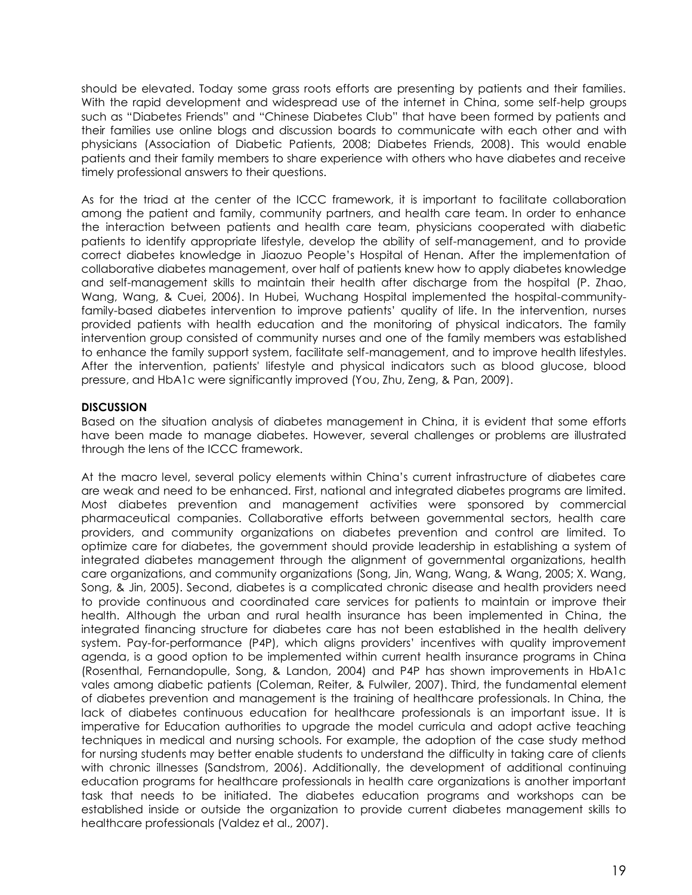should be elevated. Today some grass roots efforts are presenting by patients and their families. With the rapid development and widespread use of the internet in China, some self-help groups such as "Diabetes Friends" and "Chinese Diabetes Club" that have been formed by patients and their families use online blogs and discussion boards to communicate with each other and with physicians (Association of Diabetic Patients, 2008; Diabetes Friends, 2008). This would enable patients and their family members to share experience with others who have diabetes and receive timely professional answers to their questions.

As for the triad at the center of the ICCC framework, it is important to facilitate collaboration among the patient and family, community partners, and health care team. In order to enhance the interaction between patients and health care team, physicians cooperated with diabetic patients to identify appropriate lifestyle, develop the ability of self-management, and to provide correct diabetes knowledge in Jiaozuo People's Hospital of Henan. After the implementation of collaborative diabetes management, over half of patients knew how to apply diabetes knowledge and self-management skills to maintain their health after discharge from the hospital (P. Zhao, Wang, Wang, & Cuei, 2006). In Hubei, Wuchang Hospital implemented the hospital-community-family-based diabetes intervention to improve patients' quality of life. In the intervention, nurses provided patients with health education and the monitoring of physical indicators. The family intervention group consisted of community nurses and one of the family members was established to enhance the family support system, facilitate self-management, and to improve health lifestyles. After the intervention, patients' lifestyle and physical indicators such as blood glucose, blood pressure, and HbA1c were significantly improved (You, Zhu, Zeng, & Pan, 2009).

## DISCUSSION

Based on the situation analysis of diabetes management in China, it is evident that some efforts have been made to manage diabetes. However, several challenges or problems are illustrated through the lens of the ICCC framework.

At the macro level, several policy elements within China's current infrastructure of diabetes care are weak and need to be enhanced. First, national and integrated diabetes programs are limited. Most diabetes prevention and management activities were sponsored by commercial pharmaceutical companies. Collaborative efforts between governmental sectors, health care providers, and community organizations on diabetes prevention and control are limited. To optimize care for diabetes, the government should provide leadership in establishing a system of integrated diabetes management through the alignment of governmental organizations, health care organizations, and community organizations (Song, Jin, Wang, Wang, & Wang, 2005; X. Wang, Song, & Jin, 2005). Second, diabetes is a complicated chronic disease and health providers need to provide continuous and coordinated care services for patients to maintain or improve their health. Although the urban and rural health insurance has been implemented in China, the integrated financing structure for diabetes care has not been established in the health delivery system. Pay-for-performance (P4P), which aligns providers' incentives with quality improvement agenda, is a good option to be implemented within current health insurance programs in China (Rosenthal, Fernandopulle, Song, & Landon, 2004) and P4P has shown improvements in HbA1c vales among diabetic patients (Coleman, Reiter, & Fulwiler, 2007). Third, the fundamental element of diabetes prevention and management is the training of healthcare professionals. In China, the lack of diabetes continuous education for healthcare professionals is an important issue. It is imperative for Education authorities to upgrade the model curricula and adopt active teaching techniques in medical and nursing schools. For example, the adoption of the case study method for nursing students may better enable students to understand the difficulty in taking care of clients with chronic illnesses (Sandstrom, 2006). Additionally, the development of additional continuing education programs for healthcare professionals in health care organizations is another important task that needs to be initiated. The diabetes education programs and workshops can be established inside or outside the organization to provide current diabetes management skills to healthcare professionals (Valdez et al., 2007).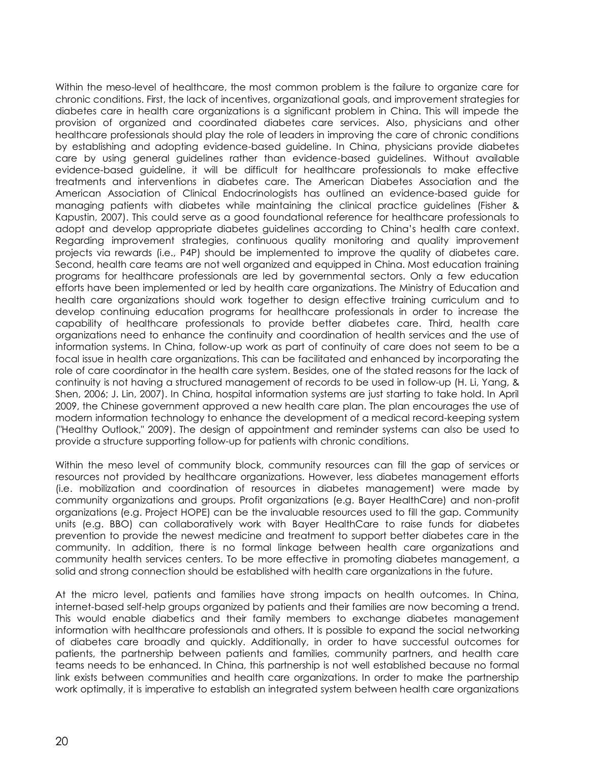Within the meso-level of healthcare, the most common problem is the failure to organize care for chronic conditions. First, the lack of incentives, organizational goals, and improvement strategies for diabetes care in health care organizations is a significant problem in China. This will impede the provision of organized and coordinated diabetes care services. Also, physicians and other healthcare professionals should play the role of leaders in improving the care of chronic conditions by establishing and adopting evidence-based guideline. In China, physicians provide diabetes care by using general guidelines rather than evidence-based guidelines. Without available evidence-based guideline, it will be difficult for healthcare professionals to make effective treatments and interventions in diabetes care. The American Diabetes Association and the American Association of Clinical Endocrinologists has outlined an evidence-based guide for managing patients with diabetes while maintaining the clinical practice guidelines (Fisher & Kapustin, 2007). This could serve as a good foundational reference for healthcare professionals to adopt and develop appropriate diabetes guidelines according to China's health care context. Regarding improvement strategies, continuous quality monitoring and quality improvement projects via rewards (i.e., P4P) should be implemented to improve the quality of diabetes care. Second, health care teams are not well organized and equipped in China. Most education training programs for healthcare professionals are led by governmental sectors. Only a few education efforts have been implemented or led by health care organizations. The Ministry of Education and health care organizations should work together to design effective training curriculum and to develop continuing education programs for healthcare professionals in order to increase the capability of healthcare professionals to provide better diabetes care. Third, health care organizations need to enhance the continuity and coordination of health services and the use of information systems. In China, follow-up work as part of continuity of care does not seem to be a focal issue in health care organizations. This can be facilitated and enhanced by incorporating the role of care coordinator in the health care system. Besides, one of the stated reasons for the lack of continuity is not having a structured management of records to be used in follow-up (H. Li, Yang, & Shen, 2006; J. Lin, 2007). In China, hospital information systems are just starting to take hold. In April 2009, the Chinese government approved a new health care plan. The plan encourages the use of modern information technology to enhance the development of a medical record-keeping system ("Healthy Outlook," 2009). The design of appointment and reminder systems can also be used to provide a structure supporting follow-up for patients with chronic conditions.

Within the meso level of community block, community resources can fill the gap of services or resources not provided by healthcare organizations. However, less diabetes management efforts (i.e. mobilization and coordination of resources in diabetes management) were made by community organizations and groups. Profit organizations (e.g. Bayer HealthCare) and non-profit organizations (e.g. Project HOPE) can be the invaluable resources used to fill the gap. Community units (e.g. BBO) can collaboratively work with Bayer HealthCare to raise funds for diabetes prevention to provide the newest medicine and treatment to support better diabetes care in the community. In addition, there is no formal linkage between health care organizations and community health services centers. To be more effective in promoting diabetes management, a solid and strong connection should be established with health care organizations in the future.

At the micro level, patients and families have strong impacts on health outcomes. In China, internet-based self-help groups organized by patients and their families are now becoming a trend. This would enable diabetics and their family members to exchange diabetes management information with healthcare professionals and others. It is possible to expand the social networking of diabetes care broadly and quickly. Additionally, in order to have successful outcomes for patients, the partnership between patients and families, community partners, and health care teams needs to be enhanced. In China, this partnership is not well established because no formal link exists between communities and health care organizations. In order to make the partnership work optimally, it is imperative to establish an integrated system between health care organizations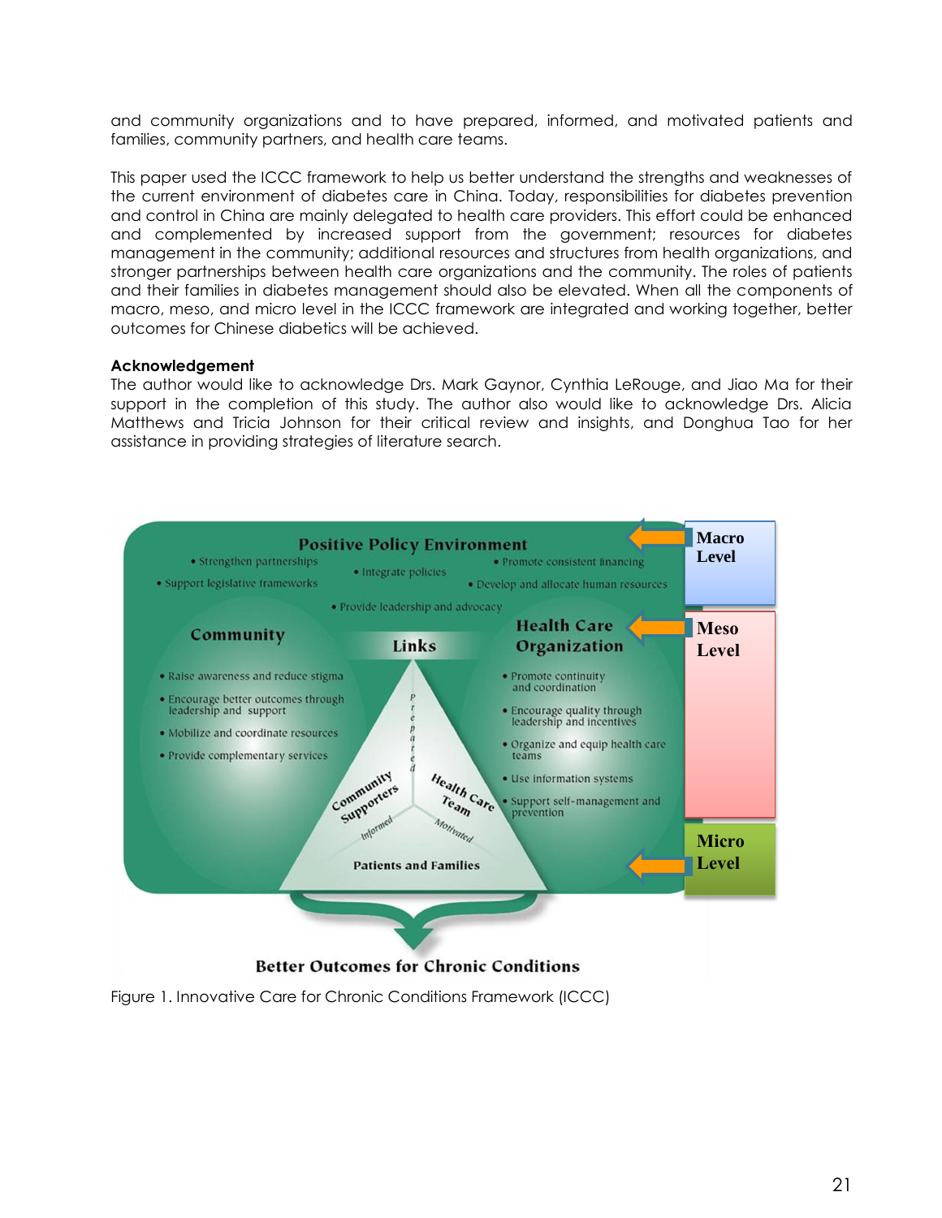and community organizations and to have prepared, informed, and motivated patients and families, community partners, and health care teams.

This paper used the ICCC framework to help us better understand the strengths and weaknesses of the current environment of diabetes care in China. Today, responsibilities for diabetes prevention and control in China are mainly delegated to health care providers. This effort could be enhanced and complemented by increased support from the government; resources for diabetes management in the community; additional resources and structures from health organizations, and stronger partnerships between health care organizations and the community. The roles of patients and their families in diabetes management should also be elevated. When all the components of macro, meso, and micro level in the ICCC framework are integrated and working together, better outcomes for Chinese diabetics will be achieved.

**Acknowledgement**

The author would like to acknowledge Drs. Mark Gaynor, Cynthia LeRouge, and Jiao Ma for their support in the completion of this study. The author also would like to acknowledge Drs. Alicia Matthews and Tricia Johnson for their critical review and insights, and Donghua Tao for her assistance in providing strategies of literature search.

Figure 1. Innovative Care for Chronic Conditions Framework (ICCC)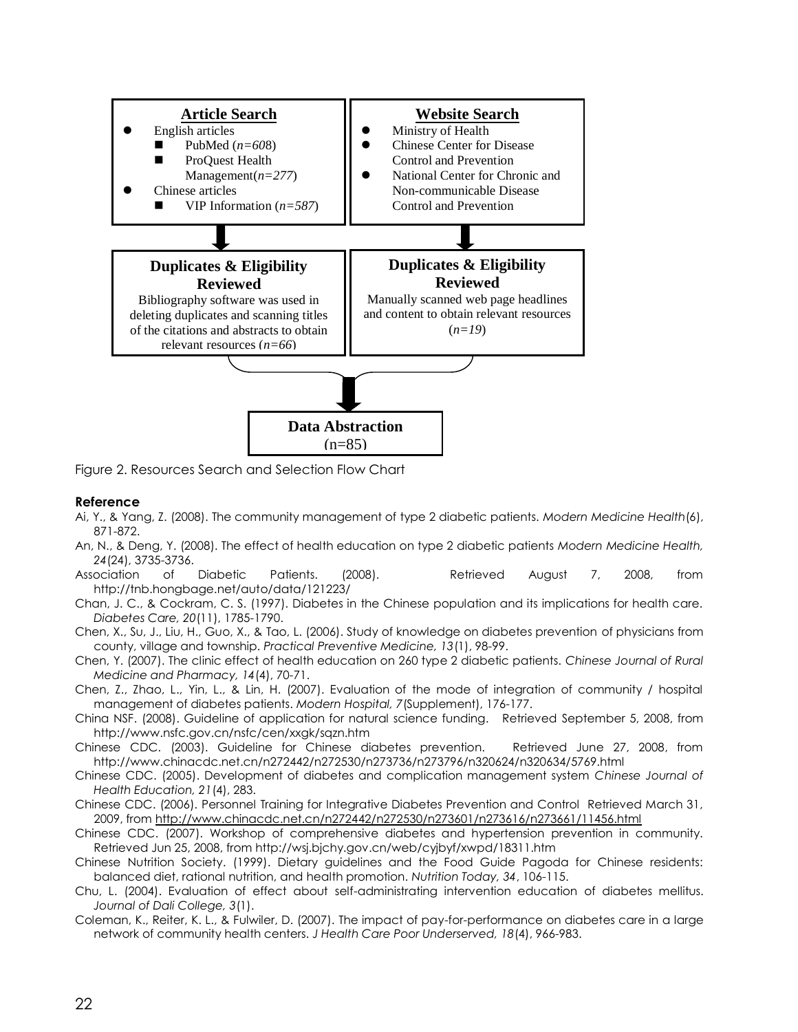**Article Search**

- English articles
  - PubMed (*n=608*)
  - ProQuest Health Management(*n=277*)
- Chinese articles
  - VIP Information (*n=587*)

**Website Search**

- Ministry of Health
- Chinese Center for Disease Control and Prevention
- National Center for Chronic and Non-communicable Disease Control and Prevention

**Duplicates & Eligibility Reviewed**

Bibliography software was used in deleting duplicates and scanning titles of the citations and abstracts to obtain relevant resources (*n=66*)

**Duplicates & Eligibility Reviewed**

Manually scanned web page headlines and content to obtain relevant resources (*n=19*)

**Data Abstraction**

(n=85)

Figure 2. Resources Search and Selection Flow Chart

#### Reference

Ai, Y., & Yang, Z. (2008). The community management of type 2 diabetic patients. *Modern Medicine Health*(6), 871-872.

An, N., & Deng, Y. (2008). The effect of health education on type 2 diabetic patients *Modern Medicine Health, 24*(24), 3735-3736.

Association of Diabetic Patients. (2008). Retrieved August 7, 2008, from http://tnb.hongbage.net/auto/data/121223/

Chan, J. C., & Cockram, C. S. (1997). Diabetes in the Chinese population and its implications for health care. *Diabetes Care, 20*(11), 1785-1790.

Chen, X., Su, J., Liu, H., Guo, X., & Tao, L. (2006). Study of knowledge on diabetes prevention of physicians from county, village and township. *Practical Preventive Medicine, 13*(1), 98-99.

Chen, Y. (2007). The clinic effect of health education on 260 type 2 diabetic patients. *Chinese Journal of Rural Medicine and Pharmacy, 14*(4), 70-71.

Chen, Z., Zhao, L., Yin, L., & Lin, H. (2007). Evaluation of the mode of integration of community / hospital management of diabetes patients. *Modern Hospital, 7*(Supplement), 176-177.

China NSF. (2008). Guideline of application for natural science funding. Retrieved September 5, 2008, from http://www.nsfc.gov.cn/nsfc/cen/xxgk/sqzn.htm

Chinese CDC. (2003). Guideline for Chinese diabetes prevention. Retrieved June 27, 2008, from http://www.chinacdc.net.cn/n272442/n272530/n273736/n273796/n320624/n320634/5769.html

Chinese CDC. (2005). Development of diabetes and complication management system *Chinese Journal of Health Education, 21*(4), 283.

Chinese CDC. (2006). Personnel Training for Integrative Diabetes Prevention and Control Retrieved March 31, 2009, from http://www.chinacdc.net.cn/n272442/n272530/n273601/n273616/n273661/11456.html

Chinese CDC. (2007). Workshop of comprehensive diabetes and hypertension prevention in community. Retrieved Jun 25, 2008, from http://wsj.bjchy.gov.cn/web/cyjbyf/xwpd/18311.htm

Chinese Nutrition Society. (1999). Dietary guidelines and the Food Guide Pagoda for Chinese residents: balanced diet, rational nutrition, and health promotion. *Nutrition Today, 34*, 106-115.

Chu, L. (2004). Evaluation of effect about self-administrating intervention education of diabetes mellitus. *Journal of Dali College, 3*(1).

Coleman, K., Reiter, K. L., & Fulwiler, D. (2007). The impact of pay-for-performance on diabetes care in a large network of community health centers. *J Health Care Poor Underserved, 18*(4), 966-983.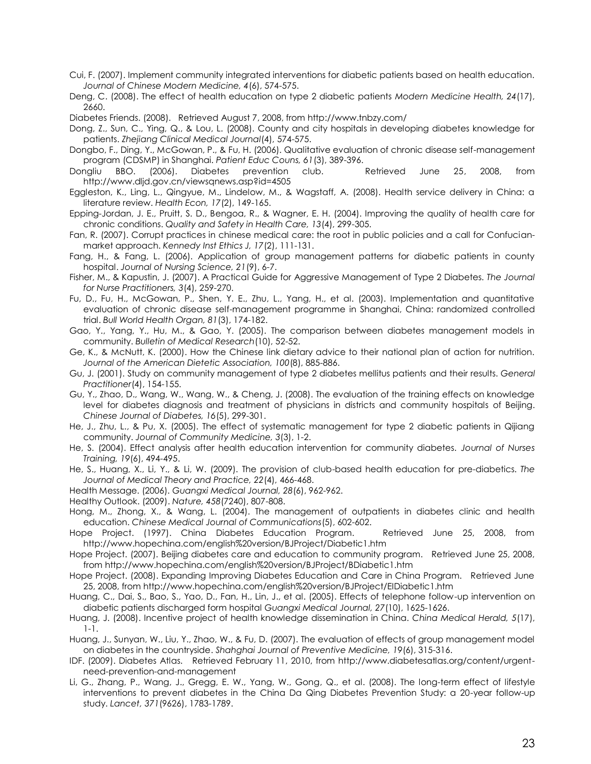Cui, F. (2007). Implement community integrated interventions for diabetic patients based on health education. *Journal of Chinese Modern Medicine, 4*(6), 574-575.

Deng, C. (2008). The effect of health education on type 2 diabetic patients *Modern Medicine Health, 24*(17), 2660.

Diabetes Friends. (2008). Retrieved August 7, 2008, from http://www.tnbzy.com/

Dong, Z., Sun, C., Ying, Q., & Lou, L. (2008). County and city hospitals in developing diabetes knowledge for patients. *Zhejiang Clinical Medical Journal*(4), 574-575.

Dongbo, F., Ding, Y., McGowan, P., & Fu, H. (2006). Qualitative evaluation of chronic disease self-management program (CDSMP) in Shanghai. *Patient Educ Couns, 61*(3), 389-396.

Dongliu BBO. (2006). Diabetes prevention club. Retrieved June 25, 2008, from http://www.dljd.gov.cn/viewsqnews.asp?id=4505

Eggleston, K., Ling, L., Qingyue, M., Lindelow, M., & Wagstaff, A. (2008). Health service delivery in China: a literature review. *Health Econ, 17*(2), 149-165.

Epping-Jordan, J. E., Pruitt, S. D., Bengoa, R., & Wagner, E. H. (2004). Improving the quality of health care for chronic conditions. *Quality and Safety in Health Care, 13*(4), 299-305.

Fan, R. (2007). Corrupt practices in chinese medical care: the root in public policies and a call for Confucian-market approach. *Kennedy Inst Ethics J, 17*(2), 111-131.

Fang, H., & Fang, L. (2006). Application of group management patterns for diabetic patients in county hospital. *Journal of Nursing Science, 21*(9), 6-7.

Fisher, M., & Kapustin, J. (2007). A Practical Guide for Aggressive Management of Type 2 Diabetes. *The Journal for Nurse Practitioners, 3*(4), 259-270.

Fu, D., Fu, H., McGowan, P., Shen, Y. E., Zhu, L., Yang, H., et al. (2003). Implementation and quantitative evaluation of chronic disease self-management programme in Shanghai, China: randomized controlled trial. *Bull World Health Organ, 81*(3), 174-182.

Gao, Y., Yang, Y., Hu, M., & Gao, Y. (2005). The comparison between diabetes management models in community. *Bulletin of Medical Research*(10), 52-52.

Ge, K., & McNutt, K. (2000). How the Chinese link dietary advice to their national plan of action for nutrition. *Journal of the American Dietetic Association, 100*(8), 885-886.

Gu, J. (2001). Study on community management of type 2 diabetes mellitus patients and their results. *General Practitioner*(4), 154-155.

Gu, Y., Zhao, D., Wang, W., Wang, W., & Cheng, J. (2008). The evaluation of the training effects on knowledge level for diabetes diagnosis and treatment of physicians in districts and community hospitals of Beijing. *Chinese Journal of Diabetes, 16*(5), 299-301.

He, J., Zhu, L., & Pu, X. (2005). The effect of systematic management for type 2 diabetic patients in Qijiang community. *Journal of Community Medicine, 3*(3), 1-2.

He, S. (2004). Effect analysis after health education intervention for community diabetes. *Journal of Nurses Training, 19*(6), 494-495.

He, S., Huang, X., Li, Y., & Li, W. (2009). The provision of club-based health education for pre-diabetics. *The Journal of Medical Theory and Practice, 22*(4), 466-468.

Health Message. (2006). *Guangxi Medical Journal, 28*(6), 962-962.

Healthy Outlook. (2009). *Nature, 458*(7240), 807-808.

Hong, M., Zhong, X., & Wang, L. (2004). The management of outpatients in diabetes clinic and health education. *Chinese Medical Journal of Communications*(5), 602-602.

Hope Project. (1997). China Diabetes Education Program. Retrieved June 25, 2008, from http://www.hopechina.com/english%20version/BJProject/Diabetic1.htm

Hope Project. (2007). Beijing diabetes care and education to community program. Retrieved June 25, 2008, from http://www.hopechina.com/english%20version/BJProject/BDiabetic1.htm

Hope Project. (2008). Expanding Improving Diabetes Education and Care in China Program. Retrieved June 25, 2008, from http://www.hopechina.com/english%20version/BJProject/EIDiabetic1.htm

Huang, C., Dai, S., Bao, S., Yao, D., Fan, H., Lin, J., et al. (2005). Effects of telephone follow-up intervention on diabetic patients discharged form hospital *Guangxi Medical Journal, 27*(10), 1625-1626.

Huang, J. (2008). Incentive project of health knowledge dissemination in China. *China Medical Herald, 5*(17), 1-1.

Huang, J., Sunyan, W., Liu, Y., Zhao, W., & Fu, D. (2007). The evaluation of effects of group management model on diabetes in the countryside. *Shahghai Journal of Preventive Medicine, 19*(6), 315-316.

IDF. (2009). Diabetes Atlas. Retrieved February 11, 2010, from http://www.diabetesatlas.org/content/urgent-need-prevention-and-management

Li, G., Zhang, P., Wang, J., Gregg, E. W., Yang, W., Gong, Q., et al. (2008). The long-term effect of lifestyle interventions to prevent diabetes in the China Da Qing Diabetes Prevention Study: a 20-year follow-up study. *Lancet, 371*(9626), 1783-1789.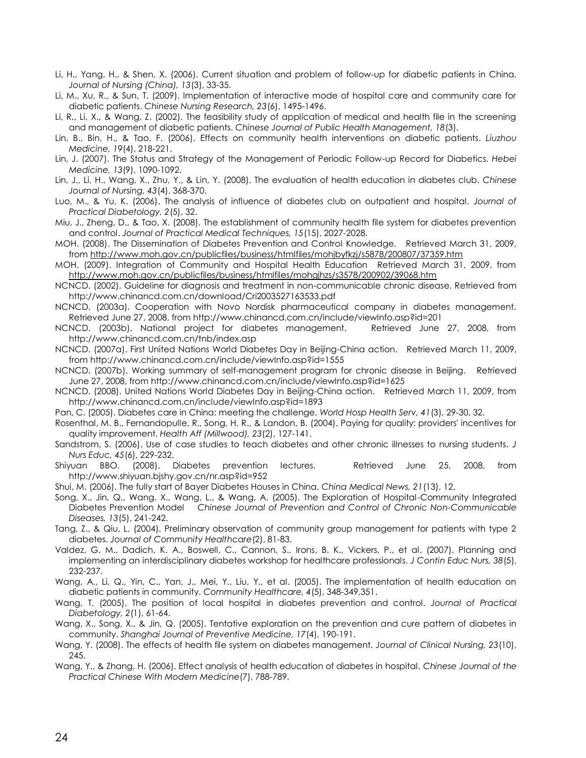Li, H., Yang, H., & Shen, X. (2006). Current situation and problem of follow-up for diabetic patients in China. *Journal of Nursing (China), 13*(3), 33-35.

Li, M., Xu, R., & Sun, T. (2009). Implementation of interactive mode of hospital care and community care for diabetic patients. *Chinese Nursing Research, 23*(6), 1495-1496.

Li, R., Li, X., & Wang, Z. (2002). The feasibility study of application of medical and health file in the screening and management of diabetic patients. *Chinese Journal of Public Health Management, 18*(3).

Lin, B., Bin, H., & Tao, F. (2006). Effects on community health interventions on diabetic patients. *Liuzhou Medicine, 19*(4), 218-221.

Lin, J. (2007). The Status and Strategy of the Management of Periodic Follow-up Record for Diabetics. *Hebei Medicine, 13*(9), 1090-1092.

Lin, J., Li, H., Wang, X., Zhu, Y., & Lin, Y. (2008). The evaluation of health education in diabetes club. *Chinese Journal of Nursing, 43*(4), 368-370.

Luo, M., & Yu, K. (2006). The analysis of influence of diabetes club on outpatient and hospital. *Journal of Practical Diabetology, 2*(5), 32.

Miu, J., Zheng, D., & Tao, X. (2008). The establishment of community health file system for diabetes prevention and control. *Journal of Practical Medical Techniques, 15*(15), 2027-2028.

MOH. (2008). The Dissemination of Diabetes Prevention and Control Knowledge. Retrieved March 31, 2009, from http://www.moh.gov.cn/publicfiles/business/htmlfiles/mohjbyfkzj/s5878/200807/37359.htm

MOH. (2009). Integration of Community and Hospital Health Education Retrieved March 31, 2009, from http://www.moh.gov.cn/publicfiles/business/htmlfiles/mohgjhzs/s3578/200902/39068.htm

NCNCD. (2002). Guideline for diagnosis and treatment in non-communicable chronic disease. Retrieved from http://www.chinancd.com.cn/download/Cri2003527163533.pdf

NCNCD. (2003a). Cooperation with Novo Nordisk pharmaceutical company in diabetes management. Retrieved June 27, 2008, from http://www.chinancd.com.cn/include/viewInfo.asp?id=201

NCNCD. (2003b). National project for diabetes management. Retrieved June 27, 2008, from http://www.chinancd.com.cn/tnb/index.asp

NCNCD. (2007a). First United Nations World Diabetes Day in Beijing-China action. Retrieved March 11, 2009, from http://www.chinancd.com.cn/include/viewInfo.asp?id=1555

NCNCD. (2007b). Working summary of self-management program for chronic disease in Beijing. Retrieved June 27, 2008, from http://www.chinancd.com.cn/include/viewInfo.asp?id=1625

NCNCD. (2008). United Nations World Diabetes Day in Beijing-China action. Retrieved March 11, 2009, from http://www.chinancd.com.cn/include/viewInfo.asp?id=1893

Pan, C. (2005). Diabetes care in China: meeting the challenge. *World Hosp Health Serv, 41*(3), 29-30, 32.

Rosenthal, M. B., Fernandopulle, R., Song, H. R., & Landon, B. (2004). Paying for quality: providers' incentives for quality improvement. *Health Aff (Millwood), 23*(2), 127-141.

Sandstrom, S. (2006). Use of case studies to teach diabetes and other chronic illnesses to nursing students. *J Nurs Educ, 45*(6), 229-232.

Shiyuan BBO. (2008). Diabetes prevention lectures. Retrieved June 25, 2008, from http://www.shiyuan.bjshy.gov.cn/nr.asp?id=952

Shui, M. (2006). The fully start of Bayer Diabetes Houses in China. *China Medical News, 21*(13), 12.

Song, X., Jin, Q., Wang, X., Wang, L., & Wang, A. (2005). The Exploration of Hospital-Community Integrated Diabetes Prevention Model *Chinese Journal of Prevention and Control of Chronic Non-Communicable Diseases, 13*(5), 241-242.

Tang, Z., & Qiu, L. (2004). Preliminary observation of community group management for patients with type 2 diabetes. *Journal of Community Healthcare*(2), 81-83.

Valdez, G. M., Dadich, K. A., Boswell, C., Cannon, S., Irons, B. K., Vickers, P., et al. (2007). Planning and implementing an interdisciplinary diabetes workshop for healthcare professionals. *J Contin Educ Nurs, 38*(5), 232-237.

Wang, A., Li, Q., Yin, C., Yan, J., Mei, Y., Liu, Y., et al. (2005). The implementation of health education on diabetic patients in community. *Community Healthcare, 4*(5), 348-349,351.

Wang, T. (2005). The position of local hospital in diabetes prevention and control. *Journal of Practical Diabetology, 2*(1), 61-64.

Wang, X., Song, X., & Jin, Q. (2005). Tentative exploration on the prevention and cure pattern of diabetes in community. *Shanghai Journal of Preventive Medicine, 17*(4), 190-191.

Wang, Y. (2008). The effects of health file system on diabetes management. *Journal of Clinical Nursing, 23*(10), 245.

Wang, Y., & Zhang, H. (2006). Effect analysis of health education of diabetes in hospital. *Chinese Journal of the Practical Chinese With Modern Medicine*(7), 788-789.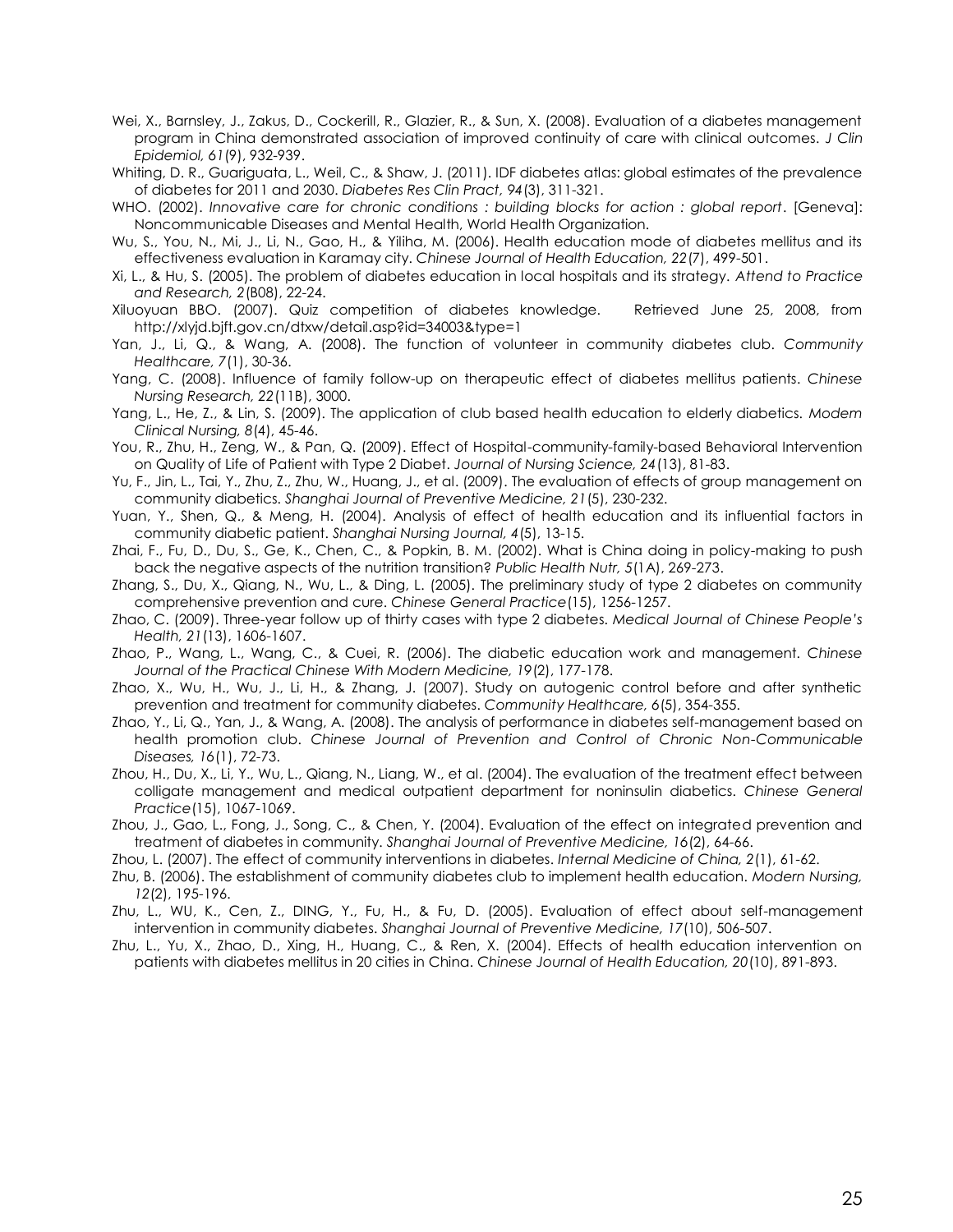Wei, X., Barnsley, J., Zakus, D., Cockerill, R., Glazier, R., & Sun, X. (2008). Evaluation of a diabetes management program in China demonstrated association of improved continuity of care with clinical outcomes. *J Clin Epidemiol, 61*(9), 932-939.

Whiting, D. R., Guariguata, L., Weil, C., & Shaw, J. (2011). IDF diabetes atlas: global estimates of the prevalence of diabetes for 2011 and 2030. *Diabetes Res Clin Pract, 94*(3), 311-321.

WHO. (2002). *Innovative care for chronic conditions : building blocks for action : global report*. [Geneva]: Noncommunicable Diseases and Mental Health, World Health Organization.

Wu, S., You, N., Mi, J., Li, N., Gao, H., & Yiliha, M. (2006). Health education mode of diabetes mellitus and its effectiveness evaluation in Karamay city. *Chinese Journal of Health Education, 22*(7), 499-501.

Xi, L., & Hu, S. (2005). The problem of diabetes education in local hospitals and its strategy. *Attend to Practice and Research, 2*(B08), 22-24.

Xiluoyuan BBO. (2007). Quiz competition of diabetes knowledge. Retrieved June 25, 2008, from http://xlyjd.bjft.gov.cn/dtxw/detail.asp?id=34003&type=1

Yan, J., Li, Q., & Wang, A. (2008). The function of volunteer in community diabetes club. *Community Healthcare, 7*(1), 30-36.

Yang, C. (2008). Influence of family follow-up on therapeutic effect of diabetes mellitus patients. *Chinese Nursing Research, 22*(11B), 3000.

Yang, L., He, Z., & Lin, S. (2009). The application of club based health education to elderly diabetics. *Modem Clinical Nursing, 8*(4), 45-46.

You, R., Zhu, H., Zeng, W., & Pan, Q. (2009). Effect of Hospital-community-family-based Behavioral Intervention on Quality of Life of Patient with Type 2 Diabet. *Journal of Nursing Science, 24*(13), 81-83.

Yu, F., Jin, L., Tai, Y., Zhu, Z., Zhu, W., Huang, J., et al. (2009). The evaluation of effects of group management on community diabetics. *Shanghai Journal of Preventive Medicine, 21*(5), 230-232.

Yuan, Y., Shen, Q., & Meng, H. (2004). Analysis of effect of health education and its influential factors in community diabetic patient. *Shanghai Nursing Journal, 4*(5), 13-15.

Zhai, F., Fu, D., Du, S., Ge, K., Chen, C., & Popkin, B. M. (2002). What is China doing in policy-making to push back the negative aspects of the nutrition transition? *Public Health Nutr, 5*(1A), 269-273.

Zhang, S., Du, X., Qiang, N., Wu, L., & Ding, L. (2005). The preliminary study of type 2 diabetes on community comprehensive prevention and cure. *Chinese General Practice*(15), 1256-1257.

Zhao, C. (2009). Three-year follow up of thirty cases with type 2 diabetes. *Medical Journal of Chinese People's Health, 21*(13), 1606-1607.

Zhao, P., Wang, L., Wang, C., & Cuei, R. (2006). The diabetic education work and management. *Chinese Journal of the Practical Chinese With Modern Medicine, 19*(2), 177-178.

Zhao, X., Wu, H., Wu, J., Li, H., & Zhang, J. (2007). Study on autogenic control before and after synthetic prevention and treatment for community diabetes. *Community Healthcare, 6*(5), 354-355.

Zhao, Y., Li, Q., Yan, J., & Wang, A. (2008). The analysis of performance in diabetes self-management based on health promotion club. *Chinese Journal of Prevention and Control of Chronic Non-Communicable Diseases, 16*(1), 72-73.

Zhou, H., Du, X., Li, Y., Wu, L., Qiang, N., Liang, W., et al. (2004). The evaluation of the treatment effect between colligate management and medical outpatient department for noninsulin diabetics. *Chinese General Practice*(15), 1067-1069.

Zhou, J., Gao, L., Fong, J., Song, C., & Chen, Y. (2004). Evaluation of the effect on integrated prevention and treatment of diabetes in community. *Shanghai Journal of Preventive Medicine, 16*(2), 64-66.

Zhou, L. (2007). The effect of community interventions in diabetes. *Internal Medicine of China, 2*(1), 61-62.

Zhu, B. (2006). The establishment of community diabetes club to implement health education. *Modern Nursing, 12*(2), 195-196.

Zhu, L., WU, K., Cen, Z., DING, Y., Fu, H., & Fu, D. (2005). Evaluation of effect about self-management intervention in community diabetes. *Shanghai Journal of Preventive Medicine, 17*(10), 506-507.

Zhu, L., Yu, X., Zhao, D., Xing, H., Huang, C., & Ren, X. (2004). Effects of health education intervention on patients with diabetes mellitus in 20 cities in China. *Chinese Journal of Health Education, 20*(10), 891-893.